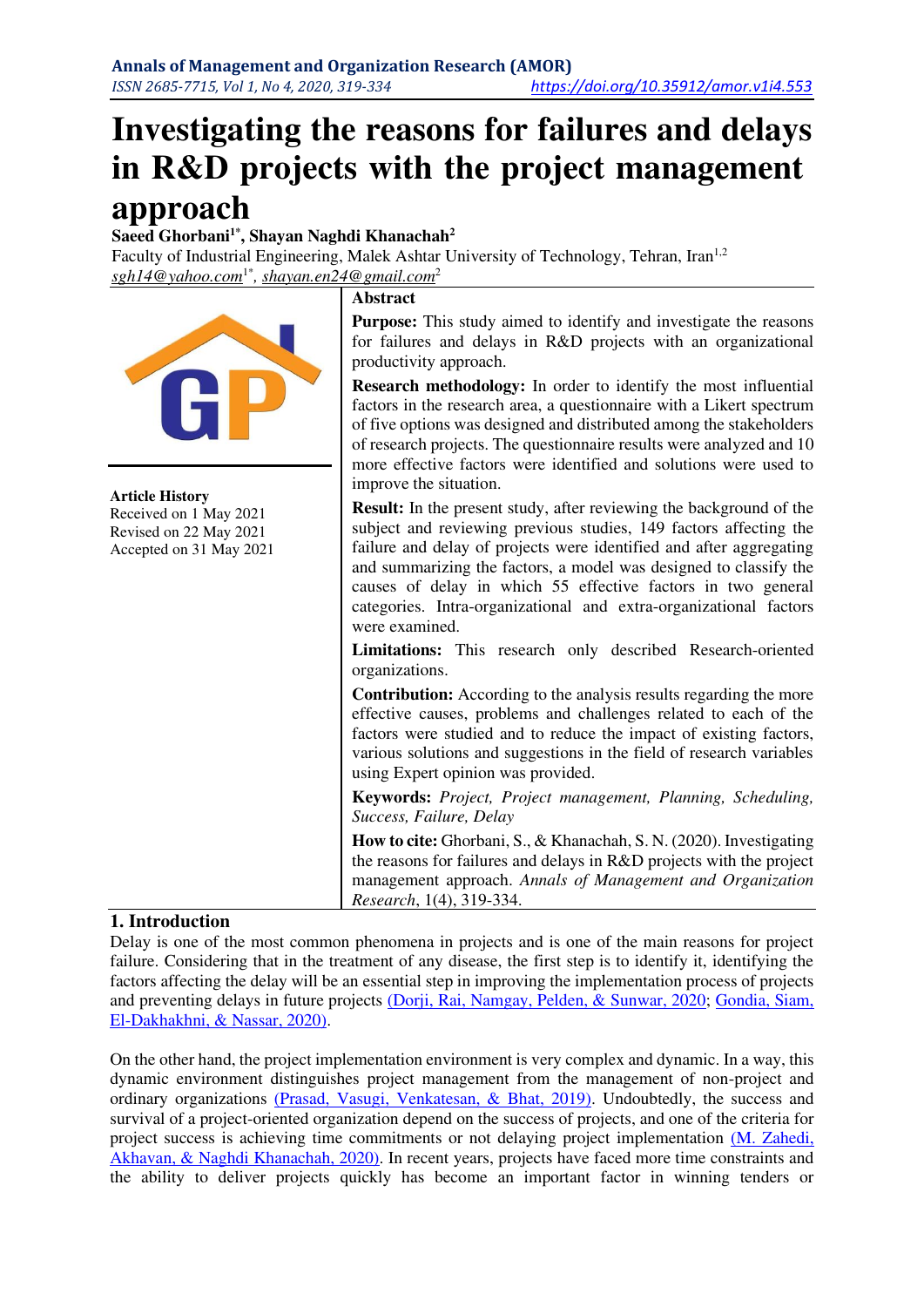# Investigating the reasons for failures and delays in R&D projects with the project management approach

**Saeed Ghorbani[1*], Shayan Naghdi Khanachah[2]**

Faculty of Industrial Engineering, Malek Ashtar University of Technology, Tehran, Iran[1,2]

*sgh14@yahoo.com*[1*], *shayan.en24@gmail.com*[2]

**Article History**
Received on 1 May 2021
Revised on 22 May 2021
Accepted on 31 May 2021

## Abstract

**Purpose:** This study aimed to identify and investigate the reasons for failures and delays in R&D projects with an organizational productivity approach.

**Research methodology:** In order to identify the most influential factors in the research area, a questionnaire with a Likert spectrum of five options was designed and distributed among the stakeholders of research projects. The questionnaire results were analyzed and 10 more effective factors were identified and solutions were used to improve the situation.

**Result:** In the present study, after reviewing the background of the subject and reviewing previous studies, 149 factors affecting the failure and delay of projects were identified and after aggregating and summarizing the factors, a model was designed to classify the causes of delay in which 55 effective factors in two general categories. Intra-organizational and extra-organizational factors were examined.

**Limitations:** This research only described Research-oriented organizations.

**Contribution:** According to the analysis results regarding the more effective causes, problems and challenges related to each of the factors were studied and to reduce the impact of existing factors, various solutions and suggestions in the field of research variables using Expert opinion was provided.

**Keywords:** *Project, Project management, Planning, Scheduling, Success, Failure, Delay*

**How to cite:** Ghorbani, S., & Khanachah, S. N. (2020). Investigating the reasons for failures and delays in R&D projects with the project management approach. *Annals of Management and Organization Research*, 1(4), 319-334.

## 1. Introduction

Delay is one of the most common phenomena in projects and is one of the main reasons for project failure. Considering that in the treatment of any disease, the first step is to identify it, identifying the factors affecting the delay will be an essential step in improving the implementation process of projects and preventing delays in future projects (Dorji, Rai, Namgay, Pelden, & Sunwar, 2020; Gondia, Siam, El-Dakhakhni, & Nassar, 2020).

On the other hand, the project implementation environment is very complex and dynamic. In a way, this dynamic environment distinguishes project management from the management of non-project and ordinary organizations (Prasad, Vasugi, Venkatesan, & Bhat, 2019). Undoubtedly, the success and survival of a project-oriented organization depend on the success of projects, and one of the criteria for project success is achieving time commitments or not delaying project implementation (M. Zahedi, Akhavan, & Naghdi Khanachah, 2020). In recent years, projects have faced more time constraints and the ability to deliver projects quickly has become an important factor in winning tenders or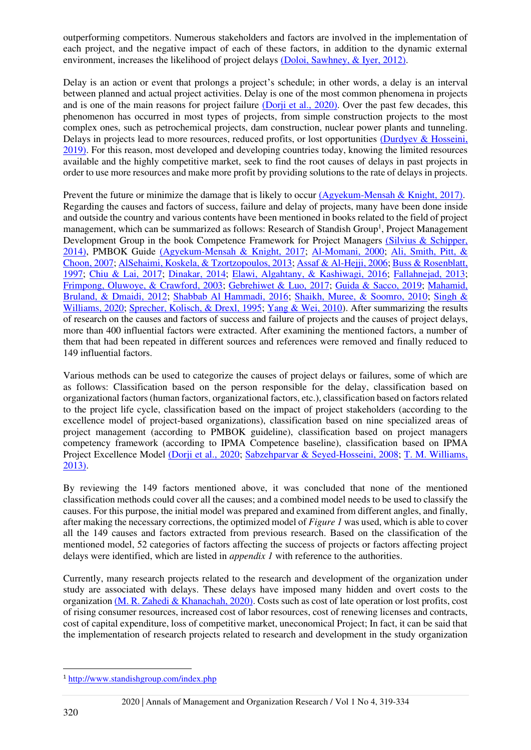outperforming competitors. Numerous stakeholders and factors are involved in the implementation of each project, and the negative impact of each of these factors, in addition to the dynamic external environment, increases the likelihood of project delays (Doloi, Sawhney, & Iyer, 2012).

Delay is an action or event that prolongs a project's schedule; in other words, a delay is an interval between planned and actual project activities. Delay is one of the most common phenomena in projects and is one of the main reasons for project failure (Dorji et al., 2020). Over the past few decades, this phenomenon has occurred in most types of projects, from simple construction projects to the most complex ones, such as petrochemical projects, dam construction, nuclear power plants and tunneling. Delays in projects lead to more resources, reduced profits, or lost opportunities (Durdyev & Hosseini, 2019). For this reason, most developed and developing countries today, knowing the limited resources available and the highly competitive market, seek to find the root causes of delays in past projects in order to use more resources and make more profit by providing solutions to the rate of delays in projects.

Prevent the future or minimize the damage that is likely to occur (Agyekum-Mensah & Knight, 2017). Regarding the causes and factors of success, failure and delay of projects, many have been done inside and outside the country and various contents have been mentioned in books related to the field of project management, which can be summarized as follows: Research of Standish Group[1], Project Management Development Group in the book Competence Framework for Project Managers (Silvius & Schipper, 2014), PMBOK Guide (Agyekum-Mensah & Knight, 2017; Al-Momani, 2000; Ali, Smith, Pitt, & Choon, 2007; AlSehaimi, Koskela, & Tzortzopoulos, 2013; Assaf & Al-Hejji, 2006; Buss & Rosenblatt, 1997; Chiu & Lai, 2017; Dinakar, 2014; Elawi, Algahtany, & Kashiwagi, 2016; Fallahnejad, 2013; Frimpong, Oluwoye, & Crawford, 2003; Gebrehiwet & Luo, 2017; Guida & Sacco, 2019; Mahamid, Bruland, & Dmaidi, 2012; Shabbab Al Hammadi, 2016; Shaikh, Muree, & Soomro, 2010; Singh & Williams, 2020; Sprecher, Kolisch, & Drexl, 1995; Yang & Wei, 2010). After summarizing the results of research on the causes and factors of success and failure of projects and the causes of project delays, more than 400 influential factors were extracted. After examining the mentioned factors, a number of them that had been repeated in different sources and references were removed and finally reduced to 149 influential factors.

Various methods can be used to categorize the causes of project delays or failures, some of which are as follows: Classification based on the person responsible for the delay, classification based on organizational factors (human factors, organizational factors, etc.), classification based on factors related to the project life cycle, classification based on the impact of project stakeholders (according to the excellence model of project-based organizations), classification based on nine specialized areas of project management (according to PMBOK guideline), classification based on project managers competency framework (according to IPMA Competence baseline), classification based on IPMA Project Excellence Model (Dorji et al., 2020; Sabzehparvar & Seyed-Hosseini, 2008; T. M. Williams, 2013).

By reviewing the 149 factors mentioned above, it was concluded that none of the mentioned classification methods could cover all the causes; and a combined model needs to be used to classify the causes. For this purpose, the initial model was prepared and examined from different angles, and finally, after making the necessary corrections, the optimized model of *Figure 1* was used, which is able to cover all the 149 causes and factors extracted from previous research. Based on the classification of the mentioned model, 52 categories of factors affecting the success of projects or factors affecting project delays were identified, which are listed in *appendix 1* with reference to the authorities.

Currently, many research projects related to the research and development of the organization under study are associated with delays. These delays have imposed many hidden and overt costs to the organization (M. R. Zahedi & Khanachah, 2020). Costs such as cost of late operation or lost profits, cost of rising consumer resources, increased cost of labor resources, cost of renewing licenses and contracts, cost of capital expenditure, loss of competitive market, uneconomical Project; In fact, it can be said that the implementation of research projects related to research and development in the study organization

[1] http://www.standishgroup.com/index.php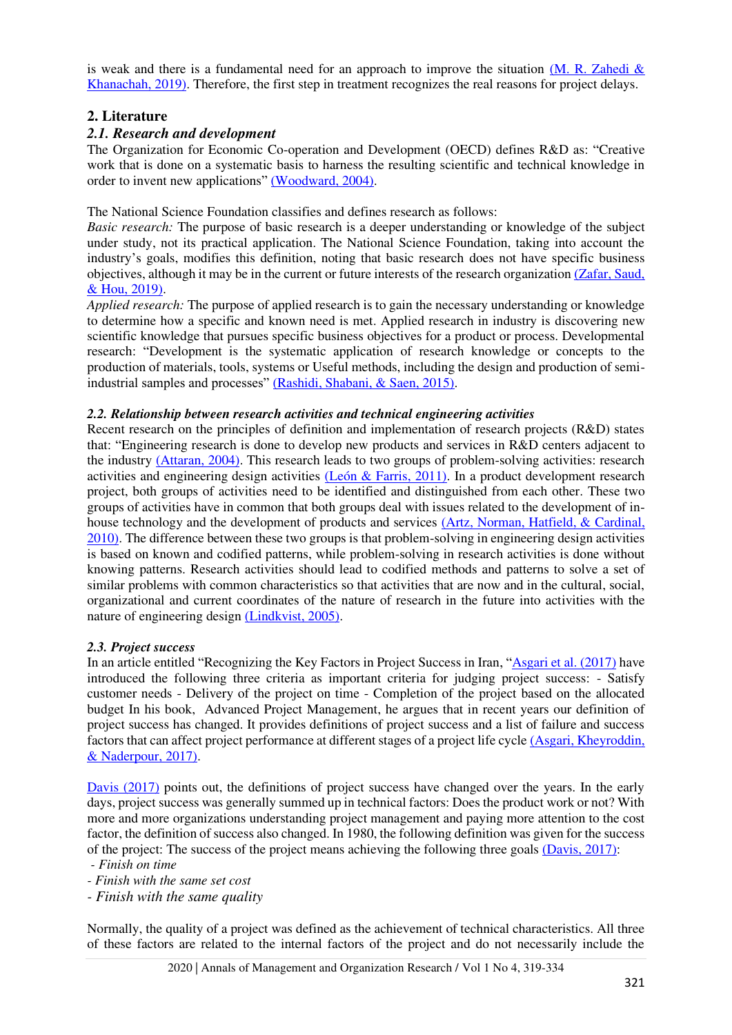is weak and there is a fundamental need for an approach to improve the situation (M. R. Zahedi & Khanachah, 2019). Therefore, the first step in treatment recognizes the real reasons for project delays.

## 2. Literature

### *2.1. Research and development*

The Organization for Economic Co-operation and Development (OECD) defines R&D as: "Creative work that is done on a systematic basis to harness the resulting scientific and technical knowledge in order to invent new applications" (Woodward, 2004).

The National Science Foundation classifies and defines research as follows:

*Basic research:* The purpose of basic research is a deeper understanding or knowledge of the subject under study, not its practical application. The National Science Foundation, taking into account the industry's goals, modifies this definition, noting that basic research does not have specific business objectives, although it may be in the current or future interests of the research organization (Zafar, Saud, & Hou, 2019).

*Applied research:* The purpose of applied research is to gain the necessary understanding or knowledge to determine how a specific and known need is met. Applied research in industry is discovering new scientific knowledge that pursues specific business objectives for a product or process. Developmental research: "Development is the systematic application of research knowledge or concepts to the production of materials, tools, systems or Useful methods, including the design and production of semi-industrial samples and processes" (Rashidi, Shabani, & Saen, 2015).

### *2.2. Relationship between research activities and technical engineering activities*

Recent research on the principles of definition and implementation of research projects (R&D) states that: "Engineering research is done to develop new products and services in R&D centers adjacent to the industry (Attaran, 2004). This research leads to two groups of problem-solving activities: research activities and engineering design activities (León & Farris, 2011). In a product development research project, both groups of activities need to be identified and distinguished from each other. These two groups of activities have in common that both groups deal with issues related to the development of in-house technology and the development of products and services (Artz, Norman, Hatfield, & Cardinal, 2010). The difference between these two groups is that problem-solving in engineering design activities is based on known and codified patterns, while problem-solving in research activities is done without knowing patterns. Research activities should lead to codified methods and patterns to solve a set of similar problems with common characteristics so that activities that are now and in the cultural, social, organizational and current coordinates of the nature of research in the future into activities with the nature of engineering design (Lindkvist, 2005).

### *2.3. Project success*

In an article entitled "Recognizing the Key Factors in Project Success in Iran, "Asgari et al. (2017) have introduced the following three criteria as important criteria for judging project success: - Satisfy customer needs - Delivery of the project on time - Completion of the project based on the allocated budget In his book, Advanced Project Management, he argues that in recent years our definition of project success has changed. It provides definitions of project success and a list of failure and success factors that can affect project performance at different stages of a project life cycle (Asgari, Kheyroddin, & Naderpour, 2017).

Davis (2017) points out, the definitions of project success have changed over the years. In the early days, project success was generally summed up in technical factors: Does the product work or not? With more and more organizations understanding project management and paying more attention to the cost factor, the definition of success also changed. In 1980, the following definition was given for the success of the project: The success of the project means achieving the following three goals (Davis, 2017):

- *Finish on time*
- *Finish with the same set cost*
- *Finish with the same quality*

Normally, the quality of a project was defined as the achievement of technical characteristics. All three of these factors are related to the internal factors of the project and do not necessarily include the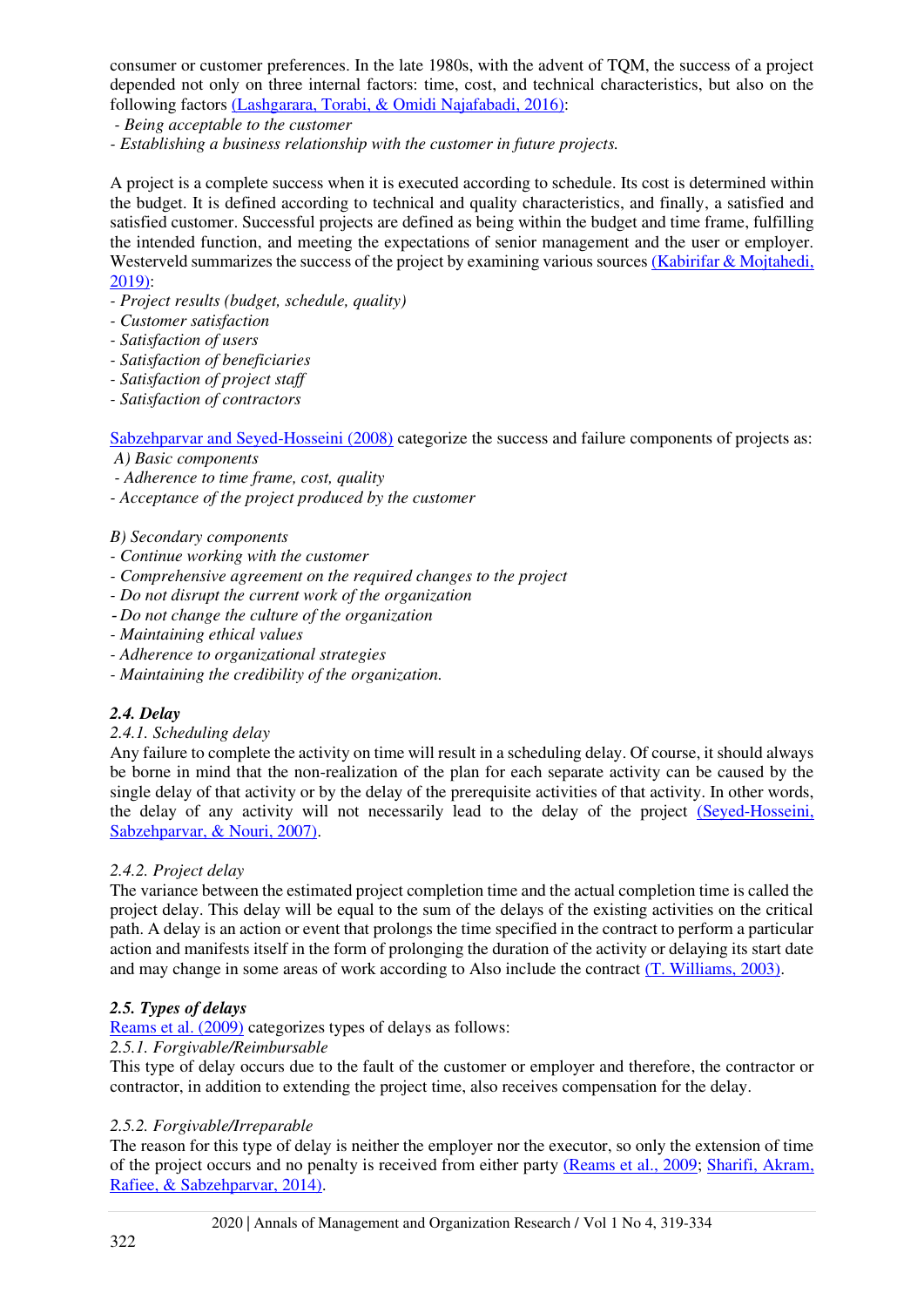consumer or customer preferences. In the late 1980s, with the advent of TQM, the success of a project depended not only on three internal factors: time, cost, and technical characteristics, but also on the following factors (Lashgarara, Torabi, & Omidi Najafabadi, 2016):

- *Being acceptable to the customer*
- *Establishing a business relationship with the customer in future projects.*

A project is a complete success when it is executed according to schedule. Its cost is determined within the budget. It is defined according to technical and quality characteristics, and finally, a satisfied and satisfied customer. Successful projects are defined as being within the budget and time frame, fulfilling the intended function, and meeting the expectations of senior management and the user or employer. Westerveld summarizes the success of the project by examining various sources (Kabirifar & Mojtahedi, 2019):

- *Project results (budget, schedule, quality)*
- *Customer satisfaction*
- *Satisfaction of users*
- *Satisfaction of beneficiaries*
- *Satisfaction of project staff*
- *Satisfaction of contractors*

Sabzehparvar and Seyed-Hosseini (2008) categorize the success and failure components of projects as:

*A) Basic components*

- *Adherence to time frame, cost, quality*
- *Acceptance of the project produced by the customer*

*B) Secondary components*

- *Continue working with the customer*
- *Comprehensive agreement on the required changes to the project*
- *Do not disrupt the current work of the organization*
- *Do not change the culture of the organization*
- *Maintaining ethical values*
- *Adherence to organizational strategies*
- *Maintaining the credibility of the organization.*

## *2.4. Delay*

### *2.4.1. Scheduling delay*

Any failure to complete the activity on time will result in a scheduling delay. Of course, it should always be borne in mind that the non-realization of the plan for each separate activity can be caused by the single delay of that activity or by the delay of the prerequisite activities of that activity. In other words, the delay of any activity will not necessarily lead to the delay of the project (Seyed-Hosseini, Sabzehparvar, & Nouri, 2007).

### *2.4.2. Project delay*

The variance between the estimated project completion time and the actual completion time is called the project delay. This delay will be equal to the sum of the delays of the existing activities on the critical path. A delay is an action or event that prolongs the time specified in the contract to perform a particular action and manifests itself in the form of prolonging the duration of the activity or delaying its start date and may change in some areas of work according to Also include the contract (T. Williams, 2003).

## *2.5. Types of delays*

Reams et al. (2009) categorizes types of delays as follows:

### *2.5.1. Forgivable/Reimbursable*

This type of delay occurs due to the fault of the customer or employer and therefore, the contractor or contractor, in addition to extending the project time, also receives compensation for the delay.

### *2.5.2. Forgivable/Irreparable*

The reason for this type of delay is neither the employer nor the executor, so only the extension of time of the project occurs and no penalty is received from either party (Reams et al., 2009; Sharifi, Akram, Rafiee, & Sabzehparvar, 2014).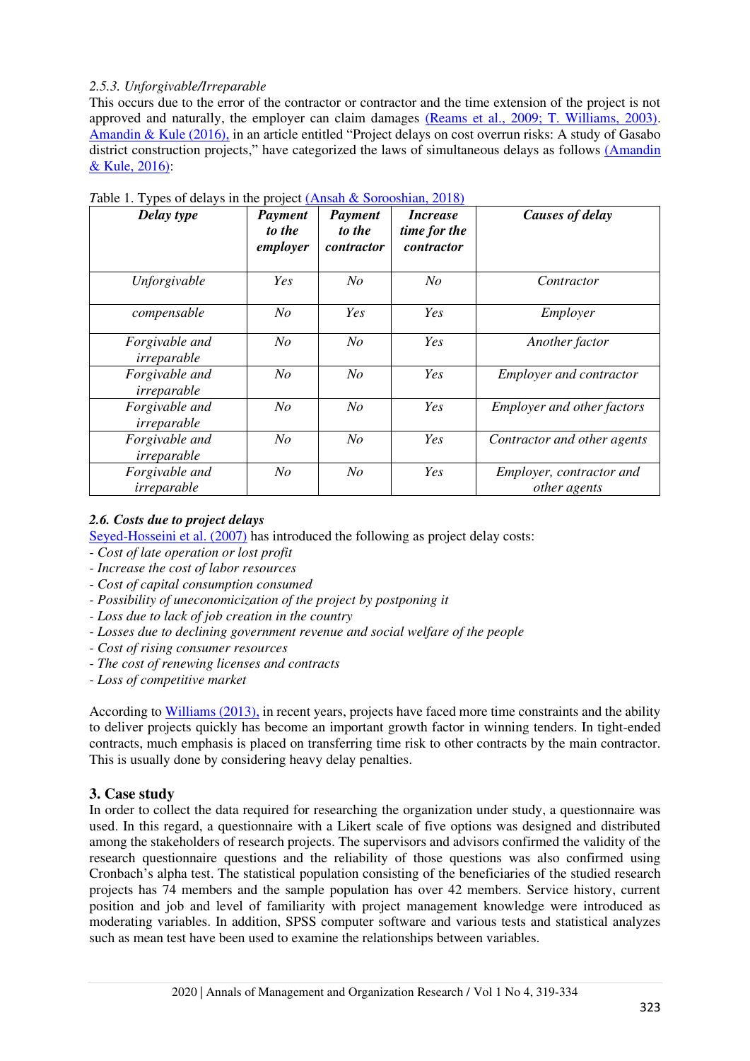#### *2.5.3. Unforgivable/Irreparable*

This occurs due to the error of the contractor or contractor and the time extension of the project is not approved and naturally, the employer can claim damages (Reams et al., 2009; T. Williams, 2003). Amandin & Kule (2016), in an article entitled "Project delays on cost overrun risks: A study of Gasabo district construction projects," have categorized the laws of simultaneous delays as follows (Amandin & Kule, 2016):

*T*able 1. Types of delays in the project (Ansah & Sorooshian, 2018)

| *Delay type* | *Payment to the employer* | *Payment to the contractor* | *Increase time for the contractor* | *Causes of delay* |
|---|---|---|---|---|
| *Unforgivable* | *Yes* | *No* | *No* | *Contractor* |
| *compensable* | *No* | *Yes* | *Yes* | *Employer* |
| *Forgivable and irreparable* | *No* | *No* | *Yes* | *Another factor* |
| *Forgivable and irreparable* | *No* | *No* | *Yes* | *Employer and contractor* |
| *Forgivable and irreparable* | *No* | *No* | *Yes* | *Employer and other factors* |
| *Forgivable and irreparable* | *No* | *No* | *Yes* | *Contractor and other agents* |
| *Forgivable and irreparable* | *No* | *No* | *Yes* | *Employer, contractor and other agents* |

### *2.6. Costs due to project delays*

Seyed-Hosseini et al. (2007) has introduced the following as project delay costs:

- *Cost of late operation or lost profit*
- *Increase the cost of labor resources*
- *Cost of capital consumption consumed*
- *Possibility of uneconomicization of the project by postponing it*
- *Loss due to lack of job creation in the country*
- *Losses due to declining government revenue and social welfare of the people*
- *Cost of rising consumer resources*
- *The cost of renewing licenses and contracts*
- *Loss of competitive market*

According to Williams (2013), in recent years, projects have faced more time constraints and the ability to deliver projects quickly has become an important growth factor in winning tenders. In tight-ended contracts, much emphasis is placed on transferring time risk to other contracts by the main contractor. This is usually done by considering heavy delay penalties.

## 3. Case study

In order to collect the data required for researching the organization under study, a questionnaire was used. In this regard, a questionnaire with a Likert scale of five options was designed and distributed among the stakeholders of research projects. The supervisors and advisors confirmed the validity of the research questionnaire questions and the reliability of those questions was also confirmed using Cronbach's alpha test. The statistical population consisting of the beneficiaries of the studied research projects has 74 members and the sample population has over 42 members. Service history, current position and job and level of familiarity with project management knowledge were introduced as moderating variables. In addition, SPSS computer software and various tests and statistical analyzes such as mean test have been used to examine the relationships between variables.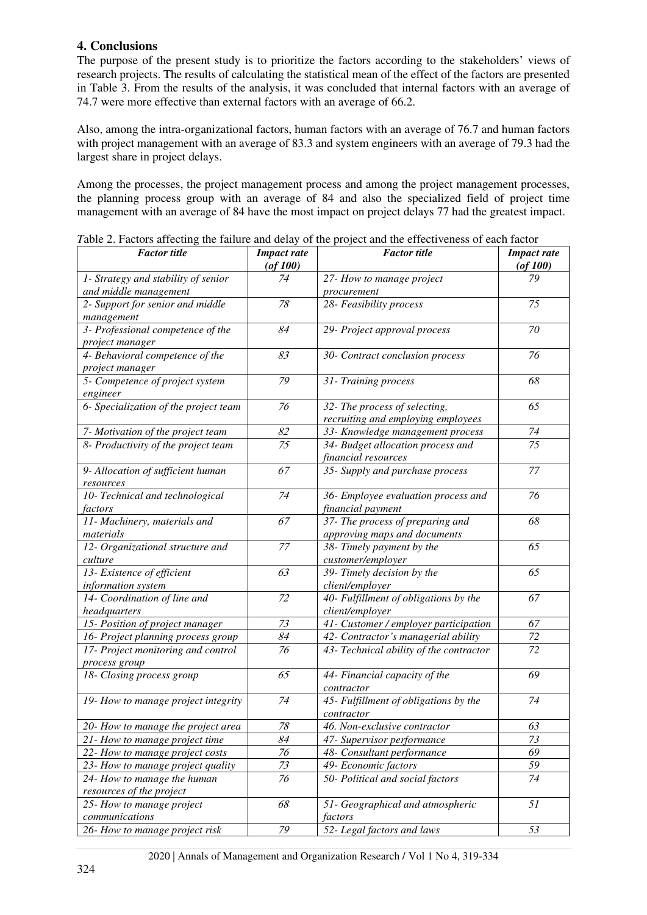## 4. Conclusions

The purpose of the present study is to prioritize the factors according to the stakeholders' views of research projects. The results of calculating the statistical mean of the effect of the factors are presented in Table 3. From the results of the analysis, it was concluded that internal factors with an average of 74.7 were more effective than external factors with an average of 66.2.

Also, among the intra-organizational factors, human factors with an average of 76.7 and human factors with project management with an average of 83.3 and system engineers with an average of 79.3 had the largest share in project delays.

Among the processes, the project management process and among the project management processes, the planning process group with an average of 84 and also the specialized field of project time management with an average of 84 have the most impact on project delays 77 had the greatest impact.

*T*able 2. Factors affecting the failure and delay of the project and the effectiveness of each factor

| *Factor title* | *Impact rate (of 100)* | *Factor title* | *Impact rate (of 100)* |
|---|---|---|---|
| *1- Strategy and stability of senior and middle management* | *74* | *27- How to manage project procurement* | *79* |
| *2- Support for senior and middle management* | *78* | *28- Feasibility process* | *75* |
| *3- Professional competence of the project manager* | *84* | *29- Project approval process* | *70* |
| *4- Behavioral competence of the project manager* | *83* | *30- Contract conclusion process* | *76* |
| *5- Competence of project system engineer* | *79* | *31- Training process* | *68* |
| *6- Specialization of the project team* | *76* | *32- The process of selecting, recruiting and employing employees* | *65* |
| *7- Motivation of the project team* | *82* | *33- Knowledge management process* | *74* |
| *8- Productivity of the project team* | *75* | *34- Budget allocation process and financial resources* | *75* |
| *9- Allocation of sufficient human resources* | *67* | *35- Supply and purchase process* | *77* |
| *10- Technical and technological factors* | *74* | *36- Employee evaluation process and financial payment* | *76* |
| *11- Machinery, materials and materials* | *67* | *37- The process of preparing and approving maps and documents* | *68* |
| *12- Organizational structure and culture* | *77* | *38- Timely payment by the customer/employer* | *65* |
| *13- Existence of efficient information system* | *63* | *39- Timely decision by the client/employer* | *65* |
| *14- Coordination of line and headquarters* | *72* | *40- Fulfillment of obligations by the client/employer* | *67* |
| *15- Position of project manager* | *73* | *41- Customer / employer participation* | *67* |
| *16- Project planning process group* | *84* | *42- Contractor's managerial ability* | *72* |
| *17- Project monitoring and control process group* | *76* | *43- Technical ability of the contractor* | *72* |
| *18- Closing process group* | *65* | *44- Financial capacity of the contractor* | *69* |
| *19- How to manage project integrity* | *74* | *45- Fulfillment of obligations by the contractor* | *74* |
| *20- How to manage the project area* | *78* | *46. Non-exclusive contractor* | *63* |
| *21- How to manage project time* | *84* | *47- Supervisor performance* | *73* |
| *22- How to manage project costs* | *76* | *48- Consultant performance* | *69* |
| *23- How to manage project quality* | *73* | *49- Economic factors* | *59* |
| *24- How to manage the human resources of the project* | *76* | *50- Political and social factors* | *74* |
| *25- How to manage project communications* | *68* | *51- Geographical and atmospheric factors* | *51* |
| *26- How to manage project risk* | *79* | *52- Legal factors and laws* | *53* |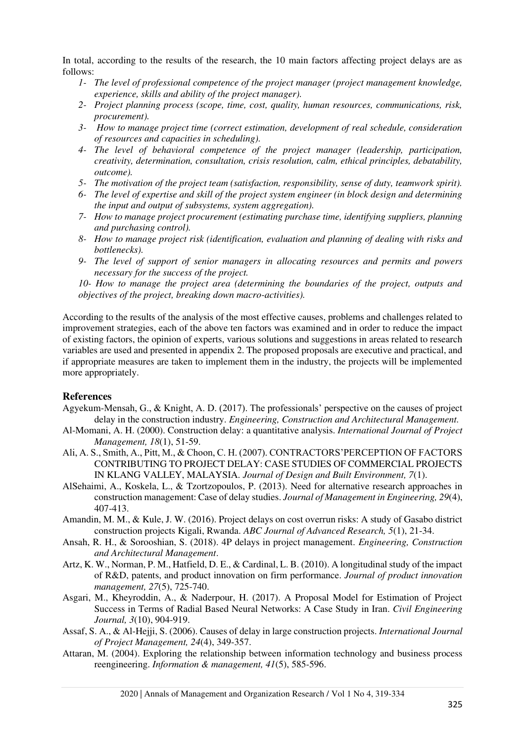In total, according to the results of the research, the 10 main factors affecting project delays are as follows:

1- *The level of professional competence of the project manager (project management knowledge, experience, skills and ability of the project manager).*
2- *Project planning process (scope, time, cost, quality, human resources, communications, risk, procurement).*
3- *How to manage project time (correct estimation, development of real schedule, consideration of resources and capacities in scheduling).*
4- *The level of behavioral competence of the project manager (leadership, participation, creativity, determination, consultation, crisis resolution, calm, ethical principles, debatability, outcome).*
5- *The motivation of the project team (satisfaction, responsibility, sense of duty, teamwork spirit).*
6- *The level of expertise and skill of the project system engineer (in block design and determining the input and output of subsystems, system aggregation).*
7- *How to manage project procurement (estimating purchase time, identifying suppliers, planning and purchasing control).*
8- *How to manage project risk (identification, evaluation and planning of dealing with risks and bottlenecks).*
9- *The level of support of senior managers in allocating resources and permits and powers necessary for the success of the project.*
10- *How to manage the project area (determining the boundaries of the project, outputs and objectives of the project, breaking down macro-activities).*

According to the results of the analysis of the most effective causes, problems and challenges related to improvement strategies, each of the above ten factors was examined and in order to reduce the impact of existing factors, the opinion of experts, various solutions and suggestions in areas related to research variables are used and presented in appendix 2. The proposed proposals are executive and practical, and if appropriate measures are taken to implement them in the industry, the projects will be implemented more appropriately.

## References

Agyekum-Mensah, G., & Knight, A. D. (2017). The professionals' perspective on the causes of project delay in the construction industry. *Engineering, Construction and Architectural Management.*

Al-Momani, A. H. (2000). Construction delay: a quantitative analysis. *International Journal of Project Management, 18*(1), 51-59.

Ali, A. S., Smith, A., Pitt, M., & Choon, C. H. (2007). CONTRACTORS'PERCEPTION OF FACTORS CONTRIBUTING TO PROJECT DELAY: CASE STUDIES OF COMMERCIAL PROJECTS IN KLANG VALLEY, MALAYSIA. *Journal of Design and Built Environment, 7*(1).

AlSehaimi, A., Koskela, L., & Tzortzopoulos, P. (2013). Need for alternative research approaches in construction management: Case of delay studies. *Journal of Management in Engineering, 29*(4), 407-413.

Amandin, M. M., & Kule, J. W. (2016). Project delays on cost overrun risks: A study of Gasabo district construction projects Kigali, Rwanda. *ABC Journal of Advanced Research, 5*(1), 21-34.

Ansah, R. H., & Sorooshian, S. (2018). 4P delays in project management. *Engineering, Construction and Architectural Management*.

Artz, K. W., Norman, P. M., Hatfield, D. E., & Cardinal, L. B. (2010). A longitudinal study of the impact of R&D, patents, and product innovation on firm performance. *Journal of product innovation management, 27*(5), 725-740.

Asgari, M., Kheyroddin, A., & Naderpour, H. (2017). A Proposal Model for Estimation of Project Success in Terms of Radial Based Neural Networks: A Case Study in Iran. *Civil Engineering Journal, 3*(10), 904-919.

Assaf, S. A., & Al-Hejji, S. (2006). Causes of delay in large construction projects. *International Journal of Project Management, 24*(4), 349-357.

Attaran, M. (2004). Exploring the relationship between information technology and business process reengineering. *Information & management, 41*(5), 585-596.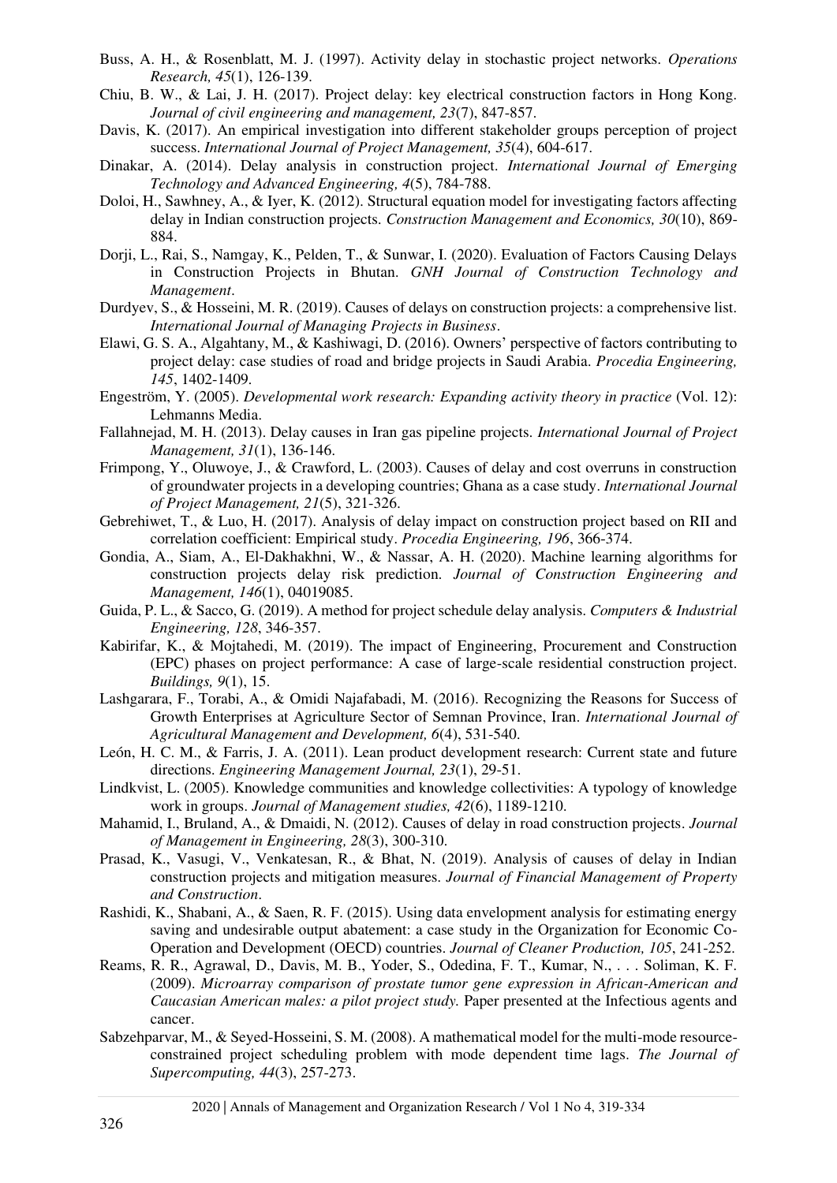Buss, A. H., & Rosenblatt, M. J. (1997). Activity delay in stochastic project networks. *Operations Research, 45*(1), 126-139.

Chiu, B. W., & Lai, J. H. (2017). Project delay: key electrical construction factors in Hong Kong. *Journal of civil engineering and management, 23*(7), 847-857.

Davis, K. (2017). An empirical investigation into different stakeholder groups perception of project success. *International Journal of Project Management, 35*(4), 604-617.

Dinakar, A. (2014). Delay analysis in construction project. *International Journal of Emerging Technology and Advanced Engineering, 4*(5), 784-788.

Doloi, H., Sawhney, A., & Iyer, K. (2012). Structural equation model for investigating factors affecting delay in Indian construction projects. *Construction Management and Economics, 30*(10), 869-884.

Dorji, L., Rai, S., Namgay, K., Pelden, T., & Sunwar, I. (2020). Evaluation of Factors Causing Delays in Construction Projects in Bhutan. *GNH Journal of Construction Technology and Management*.

Durdyev, S., & Hosseini, M. R. (2019). Causes of delays on construction projects: a comprehensive list. *International Journal of Managing Projects in Business*.

Elawi, G. S. A., Algahtany, M., & Kashiwagi, D. (2016). Owners' perspective of factors contributing to project delay: case studies of road and bridge projects in Saudi Arabia. *Procedia Engineering, 145*, 1402-1409.

Engeström, Y. (2005). *Developmental work research: Expanding activity theory in practice* (Vol. 12): Lehmanns Media.

Fallahnejad, M. H. (2013). Delay causes in Iran gas pipeline projects. *International Journal of Project Management, 31*(1), 136-146.

Frimpong, Y., Oluwoye, J., & Crawford, L. (2003). Causes of delay and cost overruns in construction of groundwater projects in a developing countries; Ghana as a case study. *International Journal of Project Management, 21*(5), 321-326.

Gebrehiwet, T., & Luo, H. (2017). Analysis of delay impact on construction project based on RII and correlation coefficient: Empirical study. *Procedia Engineering, 196*, 366-374.

Gondia, A., Siam, A., El-Dakhakhni, W., & Nassar, A. H. (2020). Machine learning algorithms for construction projects delay risk prediction. *Journal of Construction Engineering and Management, 146*(1), 04019085.

Guida, P. L., & Sacco, G. (2019). A method for project schedule delay analysis. *Computers & Industrial Engineering, 128*, 346-357.

Kabirifar, K., & Mojtahedi, M. (2019). The impact of Engineering, Procurement and Construction (EPC) phases on project performance: A case of large-scale residential construction project. *Buildings, 9*(1), 15.

Lashgarara, F., Torabi, A., & Omidi Najafabadi, M. (2016). Recognizing the Reasons for Success of Growth Enterprises at Agriculture Sector of Semnan Province, Iran. *International Journal of Agricultural Management and Development, 6*(4), 531-540.

León, H. C. M., & Farris, J. A. (2011). Lean product development research: Current state and future directions. *Engineering Management Journal, 23*(1), 29-51.

Lindkvist, L. (2005). Knowledge communities and knowledge collectivities: A typology of knowledge work in groups. *Journal of Management studies, 42*(6), 1189-1210.

Mahamid, I., Bruland, A., & Dmaidi, N. (2012). Causes of delay in road construction projects. *Journal of Management in Engineering, 28*(3), 300-310.

Prasad, K., Vasugi, V., Venkatesan, R., & Bhat, N. (2019). Analysis of causes of delay in Indian construction projects and mitigation measures. *Journal of Financial Management of Property and Construction*.

Rashidi, K., Shabani, A., & Saen, R. F. (2015). Using data envelopment analysis for estimating energy saving and undesirable output abatement: a case study in the Organization for Economic Co-Operation and Development (OECD) countries. *Journal of Cleaner Production, 105*, 241-252.

Reams, R. R., Agrawal, D., Davis, M. B., Yoder, S., Odedina, F. T., Kumar, N., . . . Soliman, K. F. (2009). *Microarray comparison of prostate tumor gene expression in African-American and Caucasian American males: a pilot project study.* Paper presented at the Infectious agents and cancer.

Sabzehparvar, M., & Seyed-Hosseini, S. M. (2008). A mathematical model for the multi-mode resource-constrained project scheduling problem with mode dependent time lags. *The Journal of Supercomputing, 44*(3), 257-273.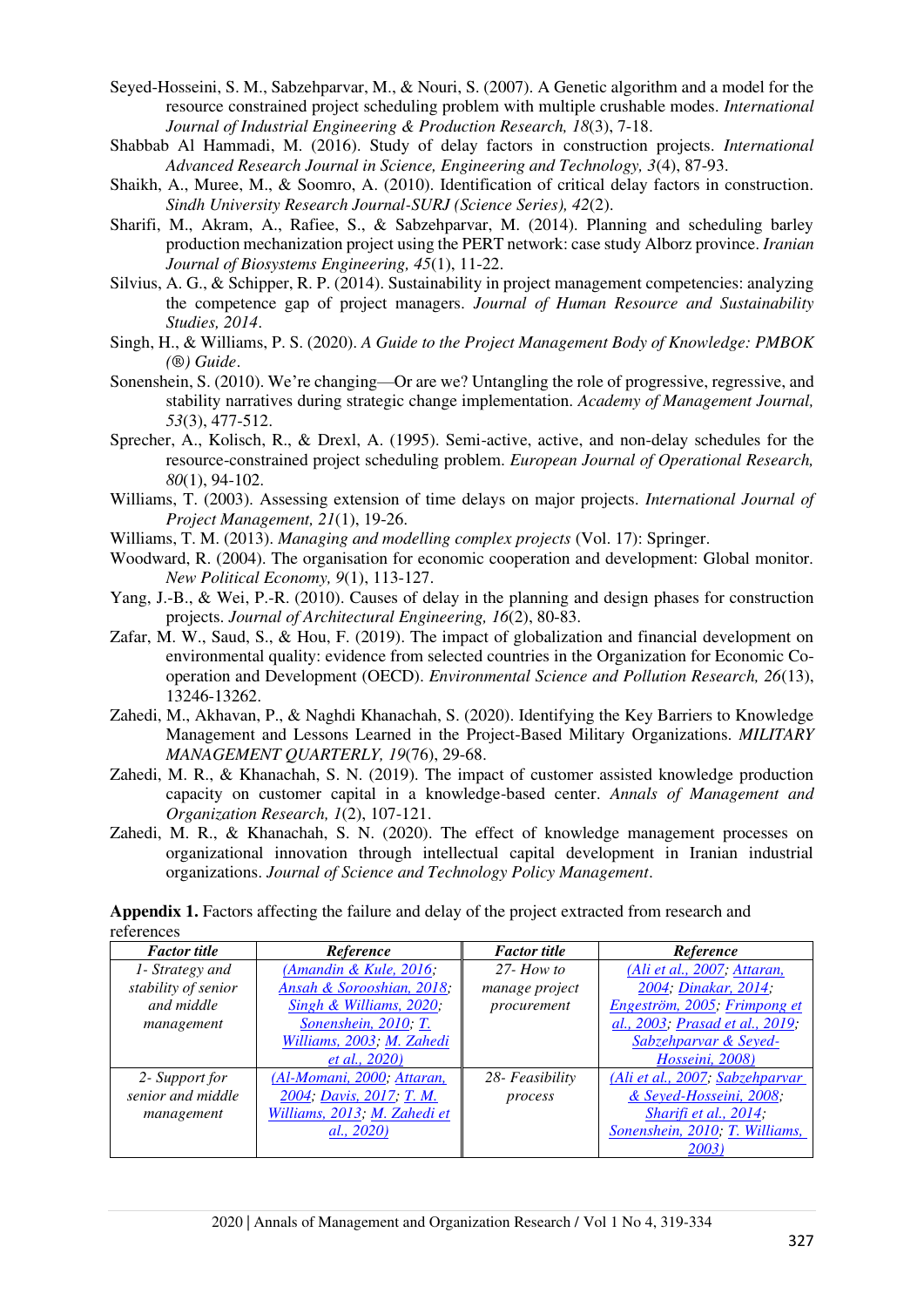Seyed-Hosseini, S. M., Sabzehparvar, M., & Nouri, S. (2007). A Genetic algorithm and a model for the resource constrained project scheduling problem with multiple crushable modes. *International Journal of Industrial Engineering & Production Research, 18*(3), 7-18.

Shabbab Al Hammadi, M. (2016). Study of delay factors in construction projects. *International Advanced Research Journal in Science, Engineering and Technology, 3*(4), 87-93.

Shaikh, A., Muree, M., & Soomro, A. (2010). Identification of critical delay factors in construction. *Sindh University Research Journal-SURJ (Science Series), 42*(2).

Sharifi, M., Akram, A., Rafiee, S., & Sabzehparvar, M. (2014). Planning and scheduling barley production mechanization project using the PERT network: case study Alborz province. *Iranian Journal of Biosystems Engineering, 45*(1), 11-22.

Silvius, A. G., & Schipper, R. P. (2014). Sustainability in project management competencies: analyzing the competence gap of project managers. *Journal of Human Resource and Sustainability Studies, 2014*.

Singh, H., & Williams, P. S. (2020). *A Guide to the Project Management Body of Knowledge: PMBOK (®) Guide*.

Sonenshein, S. (2010). We're changing—Or are we? Untangling the role of progressive, regressive, and stability narratives during strategic change implementation. *Academy of Management Journal, 53*(3), 477-512.

Sprecher, A., Kolisch, R., & Drexl, A. (1995). Semi-active, active, and non-delay schedules for the resource-constrained project scheduling problem. *European Journal of Operational Research, 80*(1), 94-102.

Williams, T. (2003). Assessing extension of time delays on major projects. *International Journal of Project Management, 21*(1), 19-26.

Williams, T. M. (2013). *Managing and modelling complex projects* (Vol. 17): Springer.

Woodward, R. (2004). The organisation for economic cooperation and development: Global monitor. *New Political Economy, 9*(1), 113-127.

Yang, J.-B., & Wei, P.-R. (2010). Causes of delay in the planning and design phases for construction projects. *Journal of Architectural Engineering, 16*(2), 80-83.

Zafar, M. W., Saud, S., & Hou, F. (2019). The impact of globalization and financial development on environmental quality: evidence from selected countries in the Organization for Economic Co-operation and Development (OECD). *Environmental Science and Pollution Research, 26*(13), 13246-13262.

Zahedi, M., Akhavan, P., & Naghdi Khanachah, S. (2020). Identifying the Key Barriers to Knowledge Management and Lessons Learned in the Project-Based Military Organizations. *MILITARY MANAGEMENT QUARTERLY, 19*(76), 29-68.

Zahedi, M. R., & Khanachah, S. N. (2019). The impact of customer assisted knowledge production capacity on customer capital in a knowledge-based center. *Annals of Management and Organization Research, 1*(2), 107-121.

Zahedi, M. R., & Khanachah, S. N. (2020). The effect of knowledge management processes on organizational innovation through intellectual capital development in Iranian industrial organizations. *Journal of Science and Technology Policy Management*.

**Appendix 1.** Factors affecting the failure and delay of the project extracted from research and references

| *Factor title* | *Reference* | *Factor title* | *Reference* |
|---|---|---|---|
| *1- Strategy and stability of senior and middle management* | *(Amandin & Kule, 2016; Ansah & Sorooshian, 2018; Singh & Williams, 2020; Sonenshein, 2010; T. Williams, 2003; M. Zahedi et al., 2020)* | *27- How to manage project procurement* | *(Ali et al., 2007; Attaran, 2004; Dinakar, 2014; Engeström, 2005; Frimpong et al., 2003; Prasad et al., 2019; Sabzehparvar & Seyed-Hosseini, 2008)* |
| *2- Support for senior and middle management* | *(Al-Momani, 2000; Attaran, 2004; Davis, 2017; T. M. Williams, 2013; M. Zahedi et al., 2020)* | *28- Feasibility process* | *(Ali et al., 2007; Sabzehparvar & Seyed-Hosseini, 2008; Sharifi et al., 2014; Sonenshein, 2010; T. Williams, 2003)* |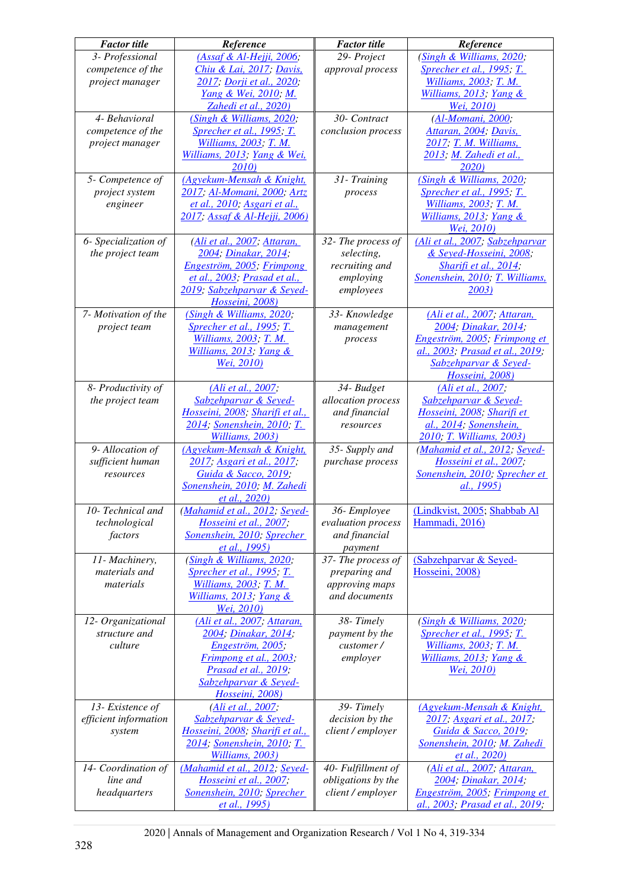| *Factor title* | *Reference* | *Factor title* | *Reference* |
|---|---|---|---|
| 3- Professional competence of the project manager | (Assaf & Al-Hejji, 2006; Chiu & Lai, 2017; Davis, 2017; Dorji et al., 2020; Yang & Wei, 2010; M. Zahedi et al., 2020) | 29- Project approval process | (Singh & Williams, 2020; Sprecher et al., 1995; T. Williams, 2003; T. M. Williams, 2013; Yang & Wei, 2010) |
| 4- Behavioral competence of the project manager | (Singh & Williams, 2020; Sprecher et al., 1995; T. Williams, 2003; T. M. Williams, 2013; Yang & Wei, 2010) | 30- Contract conclusion process | (Al-Momani, 2000; Attaran, 2004; Davis, 2017; T. M. Williams, 2013; M. Zahedi et al., 2020) |
| 5- Competence of project system engineer | (Agyekum-Mensah & Knight, 2017; Al-Momani, 2000; Artz et al., 2010; Asgari et al., 2017; Assaf & Al-Hejji, 2006) | 31- Training process | (Singh & Williams, 2020; Sprecher et al., 1995; T. Williams, 2003; T. M. Williams, 2013; Yang & Wei, 2010) |
| 6- Specialization of the project team | (Ali et al., 2007; Attaran, 2004; Dinakar, 2014; Engeström, 2005; Frimpong et al., 2003; Prasad et al., 2019; Sabzehparvar & Seyed-Hosseini, 2008) | 32- The process of selecting, recruiting and employing employees | (Ali et al., 2007; Sabzehparvar & Seyed-Hosseini, 2008; Sharifi et al., 2014; Sonenshein, 2010; T. Williams, 2003) |
| 7- Motivation of the project team | (Singh & Williams, 2020; Sprecher et al., 1995; T. Williams, 2003; T. M. Williams, 2013; Yang & Wei, 2010) | 33- Knowledge management process | (Ali et al., 2007; Attaran, 2004; Dinakar, 2014; Engeström, 2005; Frimpong et al., 2003; Prasad et al., 2019; Sabzehparvar & Seyed-Hosseini, 2008) |
| 8- Productivity of the project team | (Ali et al., 2007; Sabzehparvar & Seyed-Hosseini, 2008; Sharifi et al., 2014; Sonenshein, 2010; T. Williams, 2003) | 34- Budget allocation process and financial resources | (Ali et al., 2007; Sabzehparvar & Seyed-Hosseini, 2008; Sharifi et al., 2014; Sonenshein, 2010; T. Williams, 2003) |
| 9- Allocation of sufficient human resources | (Agyekum-Mensah & Knight, 2017; Asgari et al., 2017; Guida & Sacco, 2019; Sonenshein, 2010; M. Zahedi et al., 2020) | 35- Supply and purchase process | (Mahamid et al., 2012; Seyed-Hosseini et al., 2007; Sonenshein, 2010; Sprecher et al., 1995) |
| 10- Technical and technological factors | (Mahamid et al., 2012; Seyed-Hosseini et al., 2007; Sonenshein, 2010; Sprecher et al., 1995) | 36- Employee evaluation process and financial payment | (Lindkvist, 2005; Shabbab Al Hammadi, 2016) |
| 11- Machinery, materials and materials | (Singh & Williams, 2020; Sprecher et al., 1995; T. Williams, 2003; T. M. Williams, 2013; Yang & Wei, 2010) | 37- The process of preparing and approving maps and documents | (Sabzehparvar & Seyed-Hosseini, 2008) |
| 12- Organizational structure and culture | (Ali et al., 2007; Attaran, 2004; Dinakar, 2014; Engeström, 2005; Frimpong et al., 2003; Prasad et al., 2019; Sabzehparvar & Seyed-Hosseini, 2008) | 38- Timely payment by the customer / employer | (Singh & Williams, 2020; Sprecher et al., 1995; T. Williams, 2003; T. M. Williams, 2013; Yang & Wei, 2010) |
| 13- Existence of efficient information system | (Ali et al., 2007; Sabzehparvar & Seyed-Hosseini, 2008; Sharifi et al., 2014; Sonenshein, 2010; T. Williams, 2003) | 39- Timely decision by the client / employer | (Agyekum-Mensah & Knight, 2017; Asgari et al., 2017; Guida & Sacco, 2019; Sonenshein, 2010; M. Zahedi et al., 2020) |
| 14- Coordination of line and headquarters | (Mahamid et al., 2012; Seyed-Hosseini et al., 2007; Sonenshein, 2010; Sprecher et al., 1995) | 40- Fulfillment of obligations by the client / employer | (Ali et al., 2007; Attaran, 2004; Dinakar, 2014; Engeström, 2005; Frimpong et al., 2003; Prasad et al., 2019; |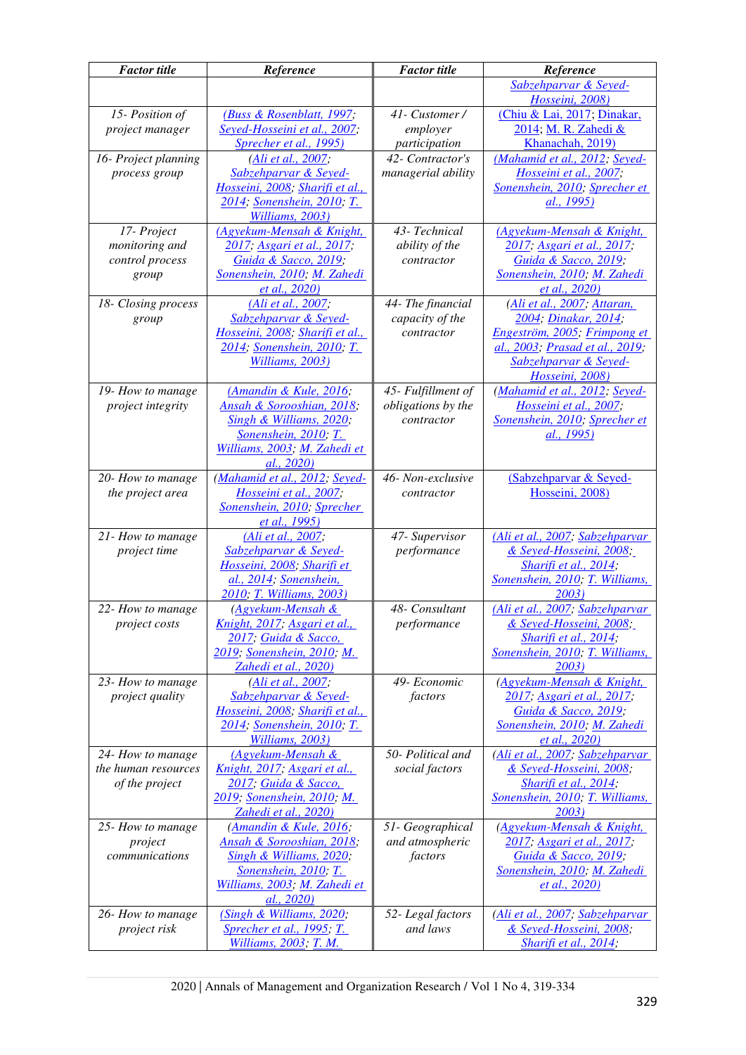| Factor title | Reference | Factor title | Reference |
|---|---|---|---|
| | | | Sabzehparvar & Seyed-Hosseini, 2008) |
| 15- Position of project manager | (Buss & Rosenblatt, 1997; Seyed-Hosseini et al., 2007; Sprecher et al., 1995) | 41- Customer / employer participation | (Chiu & Lai, 2017; Dinakar, 2014; M. R. Zahedi & Khanachah, 2019) |
| 16- Project planning process group | (Ali et al., 2007; Sabzehparvar & Seyed-Hosseini, 2008; Sharifi et al., 2014; Sonenshein, 2010; T. Williams, 2003) | 42- Contractor's managerial ability | (Mahamid et al., 2012; Seyed-Hosseini et al., 2007; Sonenshein, 2010; Sprecher et al., 1995) |
| 17- Project monitoring and control process group | (Agyekum-Mensah & Knight, 2017; Asgari et al., 2017; Guida & Sacco, 2019; Sonenshein, 2010; M. Zahedi et al., 2020) | 43- Technical ability of the contractor | (Agyekum-Mensah & Knight, 2017; Asgari et al., 2017; Guida & Sacco, 2019; Sonenshein, 2010; M. Zahedi et al., 2020) |
| 18- Closing process group | (Ali et al., 2007; Sabzehparvar & Seyed-Hosseini, 2008; Sharifi et al., 2014; Sonenshein, 2010; T. Williams, 2003) | 44- The financial capacity of the contractor | (Ali et al., 2007; Attaran, 2004; Dinakar, 2014; Engeström, 2005; Frimpong et al., 2003; Prasad et al., 2019; Sabzehparvar & Seyed-Hosseini, 2008) |
| 19- How to manage project integrity | (Amandin & Kule, 2016; Ansah & Sorooshian, 2018; Singh & Williams, 2020; Sonenshein, 2010; T. Williams, 2003; M. Zahedi et al., 2020) | 45- Fulfillment of obligations by the contractor | (Mahamid et al., 2012; Seyed-Hosseini et al., 2007; Sonenshein, 2010; Sprecher et al., 1995) |
| 20- How to manage the project area | (Mahamid et al., 2012; Seyed-Hosseini et al., 2007; Sonenshein, 2010; Sprecher et al., 1995) | 46- Non-exclusive contractor | (Sabzehparvar & Seyed-Hosseini, 2008) |
| 21- How to manage project time | (Ali et al., 2007; Sabzehparvar & Seyed-Hosseini, 2008; Sharifi et al., 2014; Sonenshein, 2010; T. Williams, 2003) | 47- Supervisor performance | (Ali et al., 2007; Sabzehparvar & Seyed-Hosseini, 2008; Sharifi et al., 2014; Sonenshein, 2010; T. Williams, 2003) |
| 22- How to manage project costs | (Agyekum-Mensah & Knight, 2017; Asgari et al., 2017; Guida & Sacco, 2019; Sonenshein, 2010; M. Zahedi et al., 2020) | 48- Consultant performance | (Ali et al., 2007; Sabzehparvar & Seyed-Hosseini, 2008; Sharifi et al., 2014; Sonenshein, 2010; T. Williams, 2003) |
| 23- How to manage project quality | (Ali et al., 2007; Sabzehparvar & Seyed-Hosseini, 2008; Sharifi et al., 2014; Sonenshein, 2010; T. Williams, 2003) | 49- Economic factors | (Agyekum-Mensah & Knight, 2017; Asgari et al., 2017; Guida & Sacco, 2019; Sonenshein, 2010; M. Zahedi et al., 2020) |
| 24- How to manage the human resources of the project | (Agyekum-Mensah & Knight, 2017; Asgari et al., 2017; Guida & Sacco, 2019; Sonenshein, 2010; M. Zahedi et al., 2020) | 50- Political and social factors | (Ali et al., 2007; Sabzehparvar & Seyed-Hosseini, 2008; Sharifi et al., 2014; Sonenshein, 2010; T. Williams, 2003) |
| 25- How to manage project communications | (Amandin & Kule, 2016; Ansah & Sorooshian, 2018; Singh & Williams, 2020; Sonenshein, 2010; T. Williams, 2003; M. Zahedi et al., 2020) | 51- Geographical and atmospheric factors | (Agyekum-Mensah & Knight, 2017; Asgari et al., 2017; Guida & Sacco, 2019; Sonenshein, 2010; M. Zahedi et al., 2020) |
| 26- How to manage project risk | (Singh & Williams, 2020; Sprecher et al., 1995; T. Williams, 2003; T. M. | 52- Legal factors and laws | (Ali et al., 2007; Sabzehparvar & Seyed-Hosseini, 2008; Sharifi et al., 2014; |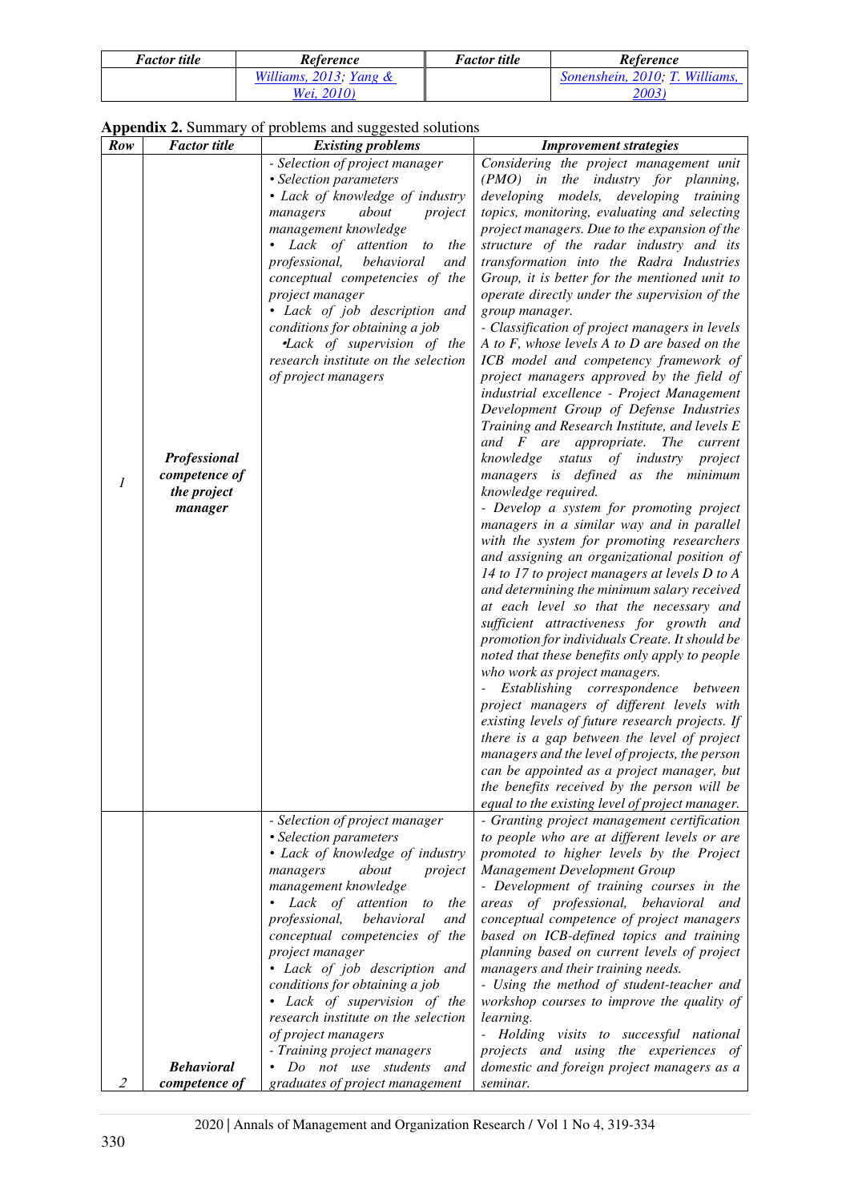| *Factor title* | *Reference* | *Factor title* | *Reference* |
|---|---|---|---|
| | Williams, 2013; Yang & Wei, 2010) | | Sonenshein, 2010; T. Williams, 2003) |

**Appendix 2.** Summary of problems and suggested solutions

| *Row* | *Factor title* | *Existing problems* | *Improvement strategies* |
|---|---|---|---|
| *1* | ***Professional competence of the project manager*** | *- Selection of project manager*<br>*• Selection parameters*<br>*• Lack of knowledge of industry managers about project management knowledge*<br>*• Lack of attention to the professional, behavioral and conceptual competencies of the project manager*<br>*• Lack of job description and conditions for obtaining a job*<br>*•Lack of supervision of the research institute on the selection of project managers* | *Considering the project management unit (PMO) in the industry for planning, developing models, developing training topics, monitoring, evaluating and selecting project managers. Due to the expansion of the structure of the radar industry and its transformation into the Radra Industries Group, it is better for the mentioned unit to operate directly under the supervision of the group manager.*<br>*- Classification of project managers in levels A to F, whose levels A to D are based on the ICB model and competency framework of project managers approved by the field of industrial excellence - Project Management Development Group of Defense Industries Training and Research Institute, and levels E and F are appropriate. The current knowledge status of industry project managers is defined as the minimum knowledge required.*<br>*- Develop a system for promoting project managers in a similar way and in parallel with the system for promoting researchers and assigning an organizational position of 14 to 17 to project managers at levels D to A and determining the minimum salary received at each level so that the necessary and sufficient attractiveness for growth and promotion for individuals Create. It should be noted that these benefits only apply to people who work as project managers.*<br>*- Establishing correspondence between project managers of different levels with existing levels of future research projects. If there is a gap between the level of project managers and the level of projects, the person can be appointed as a project manager, but the benefits received by the person will be equal to the existing level of project manager.* |
| *2* | ***Behavioral competence of*** | *- Selection of project manager*<br>*• Selection parameters*<br>*• Lack of knowledge of industry managers about project management knowledge*<br>*• Lack of attention to the professional, behavioral and conceptual competencies of the project manager*<br>*• Lack of job description and conditions for obtaining a job*<br>*• Lack of supervision of the research institute on the selection of project managers*<br>*- Training project managers*<br>*• Do not use students and graduates of project management* | *- Granting project management certification to people who are at different levels or are promoted to higher levels by the Project Management Development Group*<br>*- Development of training courses in the areas of professional, behavioral and conceptual competence of project managers based on ICB-defined topics and training planning based on current levels of project managers and their training needs.*<br>*- Using the method of student-teacher and workshop courses to improve the quality of learning.*<br>*- Holding visits to successful national projects and using the experiences of domestic and foreign project managers as a seminar.* |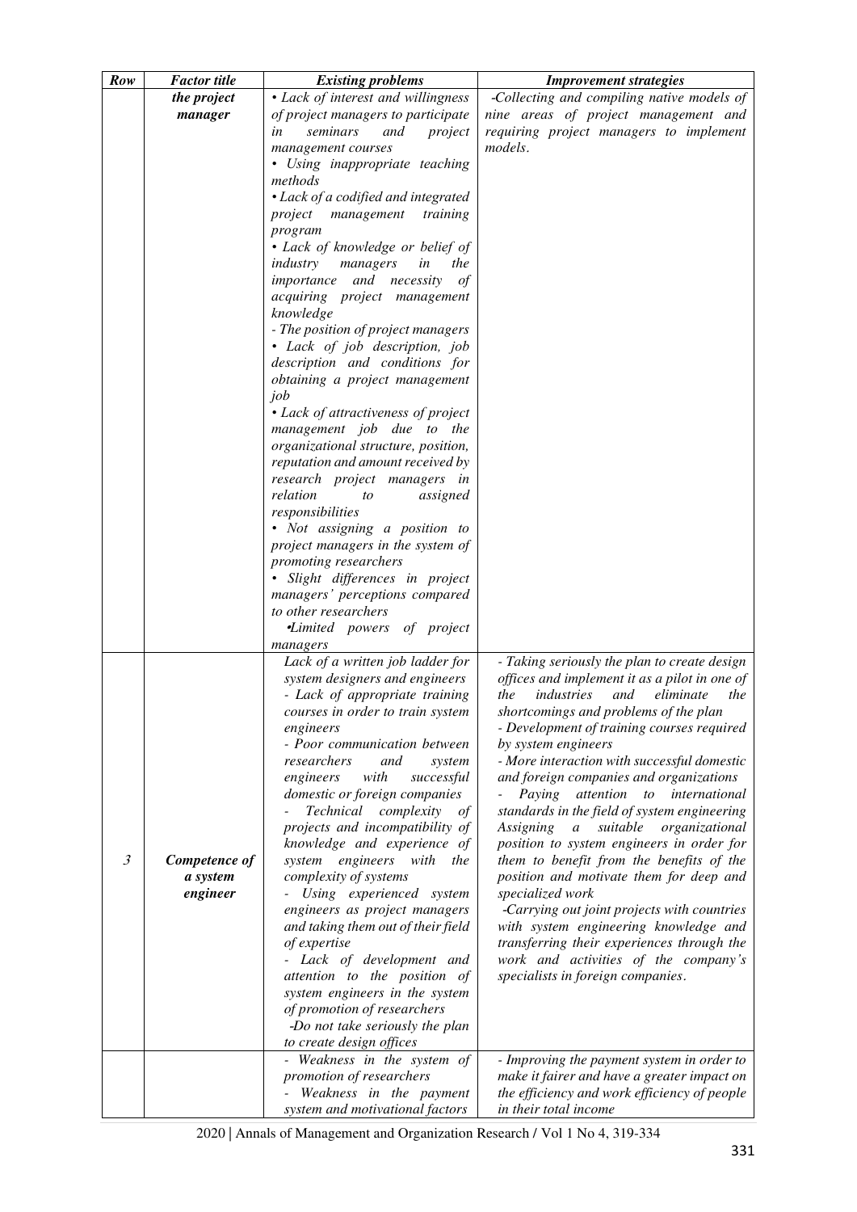| Row | Factor title | Existing problems | Improvement strategies |
|---|---|---|---|
| | *the project manager* | • *Lack of interest and willingness of project managers to participate in seminars and project management courses*<br>• *Using inappropriate teaching methods*<br>• *Lack of a codified and integrated project management training program*<br>• *Lack of knowledge or belief of industry managers in the importance and necessity of acquiring project management knowledge*<br>*- The position of project managers*<br>• *Lack of job description, job description and conditions for obtaining a project management job*<br>• *Lack of attractiveness of project management job due to the organizational structure, position, reputation and amount received by research project managers in relation to assigned responsibilities*<br>• *Not assigning a position to project managers in the system of promoting researchers*<br>• *Slight differences in project managers' perceptions compared to other researchers*<br>•*Limited powers of project managers* | *-Collecting and compiling native models of nine areas of project management and requiring project managers to implement models.* |
| *3* | ***Competence of a system engineer*** | *Lack of a written job ladder for system designers and engineers*<br>*- Lack of appropriate training courses in order to train system engineers*<br>*- Poor communication between researchers and system engineers with successful domestic or foreign companies*<br>*- Technical complexity of projects and incompatibility of knowledge and experience of system engineers with the complexity of systems*<br>*- Using experienced system engineers as project managers and taking them out of their field of expertise*<br>*- Lack of development and attention to the position of system engineers in the system of promotion of researchers*<br>*-Do not take seriously the plan to create design offices* | *- Taking seriously the plan to create design offices and implement it as a pilot in one of the industries and eliminate the shortcomings and problems of the plan*<br>*- Development of training courses required by system engineers*<br>*- More interaction with successful domestic and foreign companies and organizations*<br>*- Paying attention to international standards in the field of system engineering Assigning a suitable organizational position to system engineers in order for them to benefit from the benefits of the position and motivate them for deep and specialized work*<br>*-Carrying out joint projects with countries with system engineering knowledge and transferring their experiences through the work and activities of the company's specialists in foreign companies.* |
| | | *- Weakness in the system of promotion of researchers*<br>*- Weakness in the payment system and motivational factors* | *- Improving the payment system in order to make it fairer and have a greater impact on the efficiency and work efficiency of people in their total income* |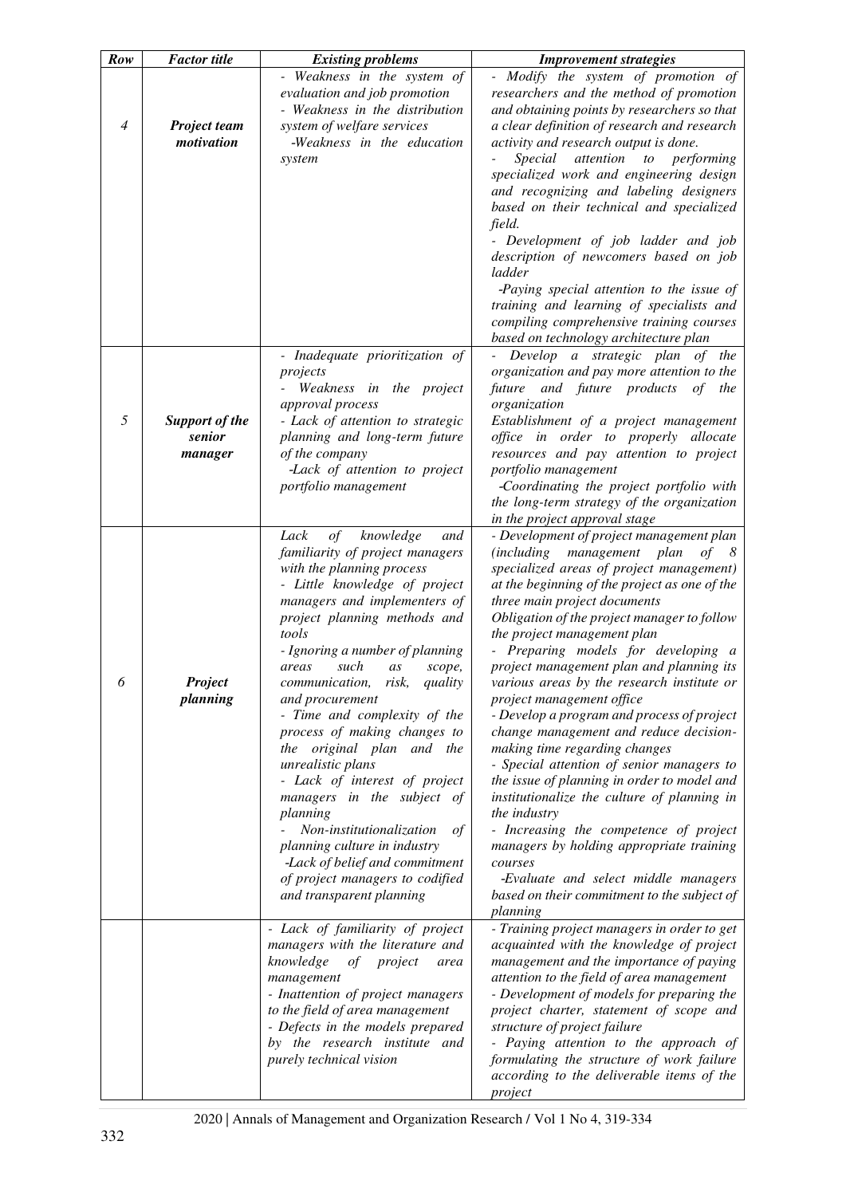| *Row* | *Factor title* | *Existing problems* | *Improvement strategies* |
|---|---|---|---|
| *4* | ***Project team motivation*** | *- Weakness in the system of evaluation and job promotion*<br>*- Weakness in the distribution system of welfare services*<br>*-Weakness in the education system* | *- Modify the system of promotion of researchers and the method of promotion and obtaining points by researchers so that a clear definition of research and research activity and research output is done.*<br>*- Special attention to performing specialized work and engineering design and recognizing and labeling designers based on their technical and specialized field.*<br>*- Development of job ladder and job description of newcomers based on job ladder*<br>*-Paying special attention to the issue of training and learning of specialists and compiling comprehensive training courses based on technology architecture plan* |
| *5* | ***Support of the senior manager*** | *- Inadequate prioritization of projects*<br>*- Weakness in the project approval process*<br>*- Lack of attention to strategic planning and long-term future of the company*<br>*-Lack of attention to project portfolio management* | *- Develop a strategic plan of the organization and pay more attention to the future and future products of the organization*<br>*Establishment of a project management office in order to properly allocate resources and pay attention to project portfolio management*<br>*-Coordinating the project portfolio with the long-term strategy of the organization in the project approval stage* |
| *6* | ***Project planning*** | *Lack of knowledge and familiarity of project managers with the planning process*<br>*- Little knowledge of project managers and implementers of project planning methods and tools*<br>*- Ignoring a number of planning areas such as scope, communication, risk, quality and procurement*<br>*- Time and complexity of the process of making changes to the original plan and the unrealistic plans*<br>*- Lack of interest of project managers in the subject of planning*<br>*- Non-institutionalization of planning culture in industry*<br>*-Lack of belief and commitment of project managers to codified and transparent planning* | *- Development of project management plan (including management plan of 8 specialized areas of project management) at the beginning of the project as one of the three main project documents*<br>*Obligation of the project manager to follow the project management plan*<br>*- Preparing models for developing a project management plan and planning its various areas by the research institute or project management office*<br>*- Develop a program and process of project change management and reduce decision-making time regarding changes*<br>*- Special attention of senior managers to the issue of planning in order to model and institutionalize the culture of planning in the industry*<br>*- Increasing the competence of project managers by holding appropriate training courses*<br>*-Evaluate and select middle managers based on their commitment to the subject of planning* |
| | | *- Lack of familiarity of project managers with the literature and knowledge of project area management*<br>*- Inattention of project managers to the field of area management*<br>*- Defects in the models prepared by the research institute and purely technical vision* | *- Training project managers in order to get acquainted with the knowledge of project management and the importance of paying attention to the field of area management*<br>*- Development of models for preparing the project charter, statement of scope and structure of project failure*<br>*- Paying attention to the approach of formulating the structure of work failure according to the deliverable items of the project* |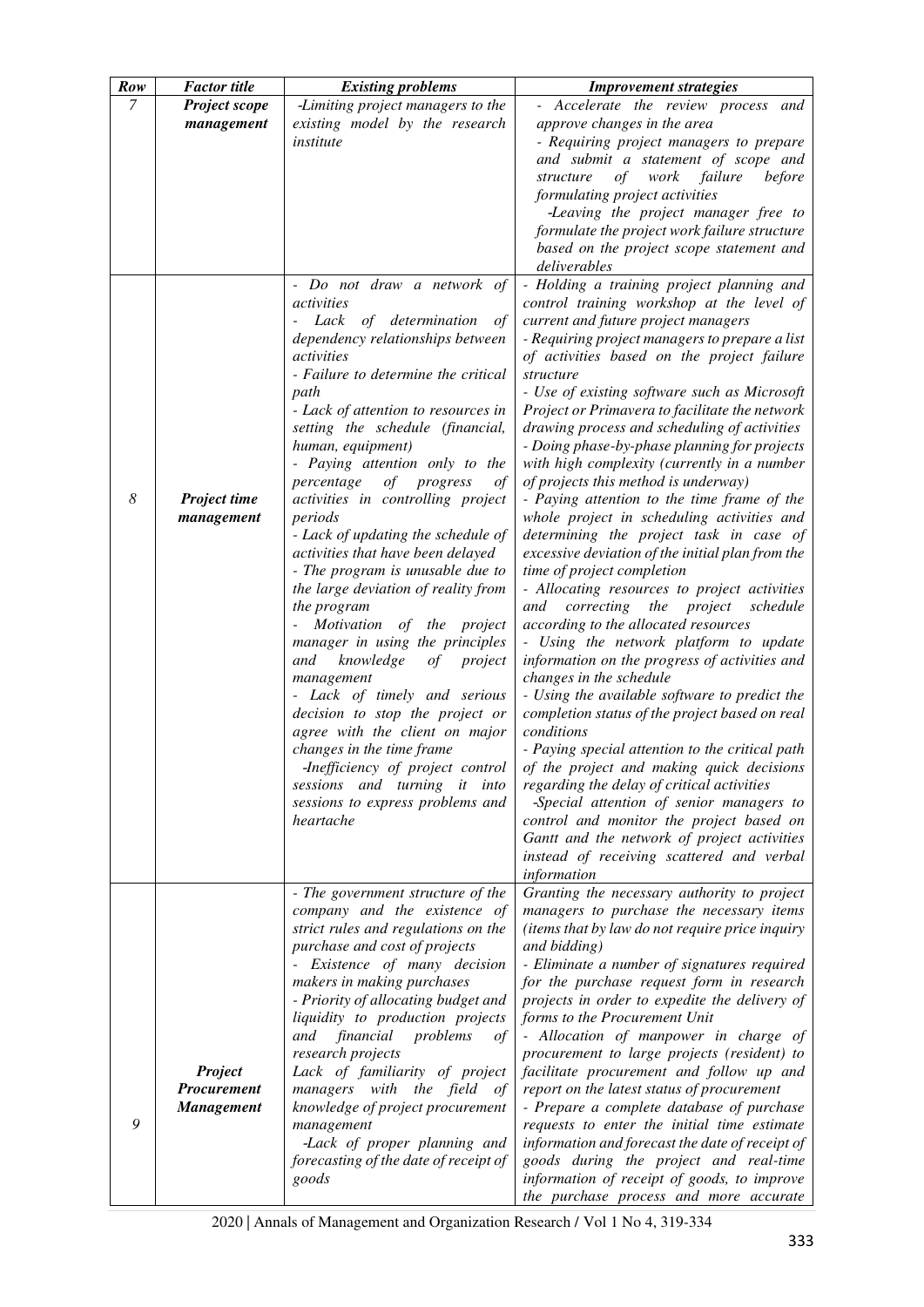| *Row* | *Factor title* | *Existing problems* | *Improvement strategies* |
|---|---|---|---|
| *7* | ***Project scope management*** | *-Limiting project managers to the existing model by the research institute* | *- Accelerate the review process and approve changes in the area*<br>*- Requiring project managers to prepare and submit a statement of scope and structure of work failure before formulating project activities*<br>*-Leaving the project manager free to formulate the project work failure structure based on the project scope statement and deliverables* |
| *8* | ***Project time management*** | *- Do not draw a network of activities*<br>*- Lack of determination of dependency relationships between activities*<br>*- Failure to determine the critical path*<br>*- Lack of attention to resources in setting the schedule (financial, human, equipment)*<br>*- Paying attention only to the percentage of progress of activities in controlling project periods*<br>*- Lack of updating the schedule of activities that have been delayed*<br>*- The program is unusable due to the large deviation of reality from the program*<br>*- Motivation of the project manager in using the principles and knowledge of project management*<br>*- Lack of timely and serious decision to stop the project or agree with the client on major changes in the time frame*<br>*-Inefficiency of project control sessions and turning it into sessions to express problems and heartache* | *- Holding a training project planning and control training workshop at the level of current and future project managers*<br>*- Requiring project managers to prepare a list of activities based on the project failure structure*<br>*- Use of existing software such as Microsoft Project or Primavera to facilitate the network drawing process and scheduling of activities*<br>*- Doing phase-by-phase planning for projects with high complexity (currently in a number of projects this method is underway)*<br>*- Paying attention to the time frame of the whole project in scheduling activities and determining the project task in case of excessive deviation of the initial plan from the time of project completion*<br>*- Allocating resources to project activities and correcting the project schedule according to the allocated resources*<br>*- Using the network platform to update information on the progress of activities and changes in the schedule*<br>*- Using the available software to predict the completion status of the project based on real conditions*<br>*- Paying special attention to the critical path of the project and making quick decisions regarding the delay of critical activities*<br>*-Special attention of senior managers to control and monitor the project based on Gantt and the network of project activities instead of receiving scattered and verbal information* |
| *9* | ***Project Procurement Management*** | *- The government structure of the company and the existence of strict rules and regulations on the purchase and cost of projects*<br>*- Existence of many decision makers in making purchases*<br>*- Priority of allocating budget and liquidity to production projects and financial problems of research projects*<br>*Lack of familiarity of project managers with the field of knowledge of project procurement management*<br>*-Lack of proper planning and forecasting of the date of receipt of goods* | *Granting the necessary authority to project managers to purchase the necessary items (items that by law do not require price inquiry and bidding)*<br>*- Eliminate a number of signatures required for the purchase request form in research projects in order to expedite the delivery of forms to the Procurement Unit*<br>*- Allocation of manpower in charge of procurement to large projects (resident) to facilitate procurement and follow up and report on the latest status of procurement*<br>*- Prepare a complete database of purchase requests to enter the initial time estimate information and forecast the date of receipt of goods during the project and real-time information of receipt of goods, to improve the purchase process and more accurate* |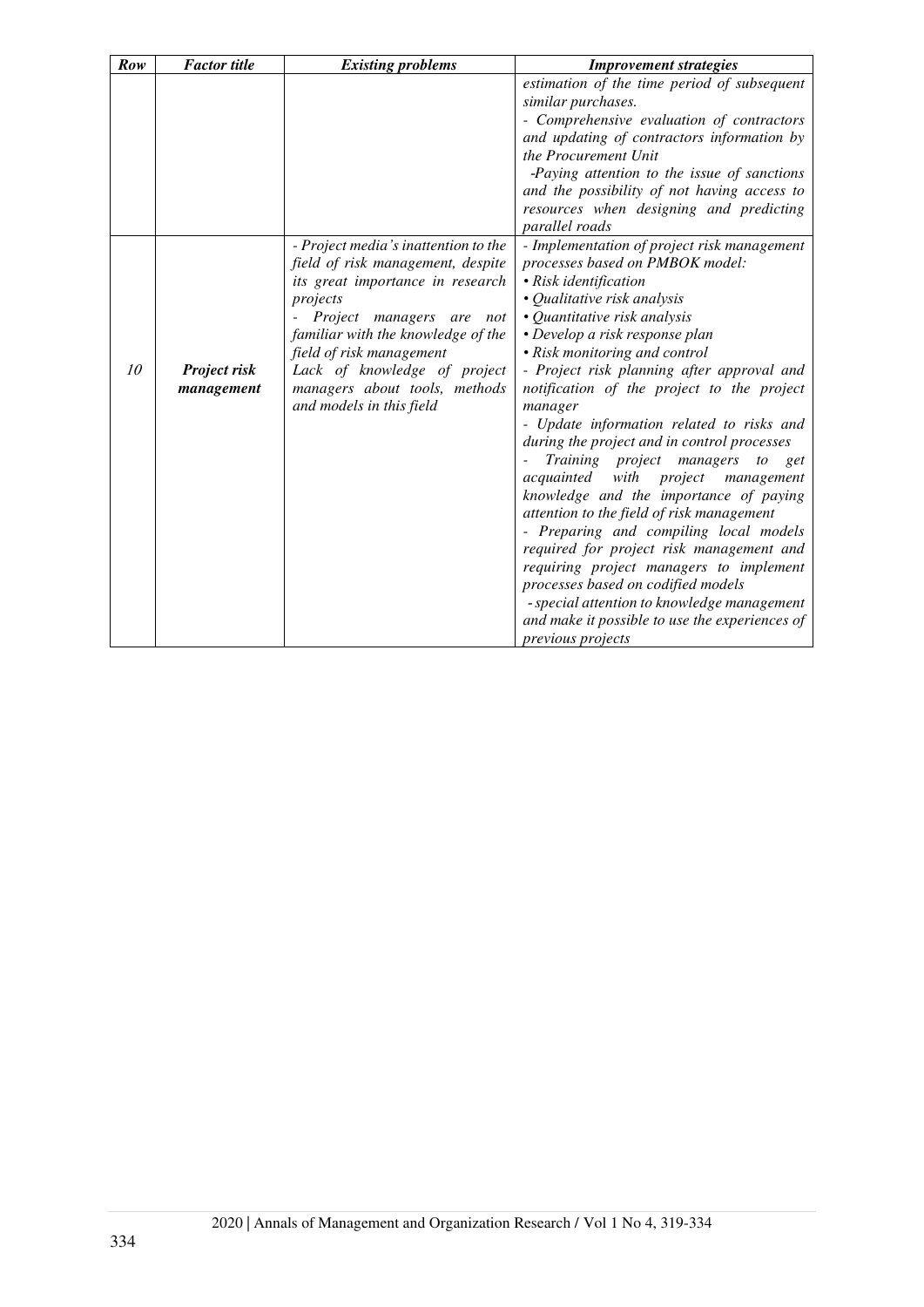| Row | Factor title | Existing problems | Improvement strategies |
|---|---|---|---|
| | | | *estimation of the time period of subsequent similar purchases.*<br>*- Comprehensive evaluation of contractors and updating of contractors information by the Procurement Unit*<br>*-Paying attention to the issue of sanctions and the possibility of not having access to resources when designing and predicting parallel roads* |
| *10* | ***Project risk management*** | *- Project media's inattention to the field of risk management, despite its great importance in research projects*<br>*- Project managers are not familiar with the knowledge of the field of risk management*<br>*Lack of knowledge of project managers about tools, methods and models in this field* | *- Implementation of project risk management processes based on PMBOK model:*<br>*• Risk identification*<br>*• Qualitative risk analysis*<br>*• Quantitative risk analysis*<br>*• Develop a risk response plan*<br>*• Risk monitoring and control*<br>*- Project risk planning after approval and notification of the project to the project manager*<br>*- Update information related to risks and during the project and in control processes*<br>*- Training project managers to get acquainted with project management knowledge and the importance of paying attention to the field of risk management*<br>*- Preparing and compiling local models required for project risk management and requiring project managers to implement processes based on codified models*<br>*- special attention to knowledge management and make it possible to use the experiences of previous projects* |